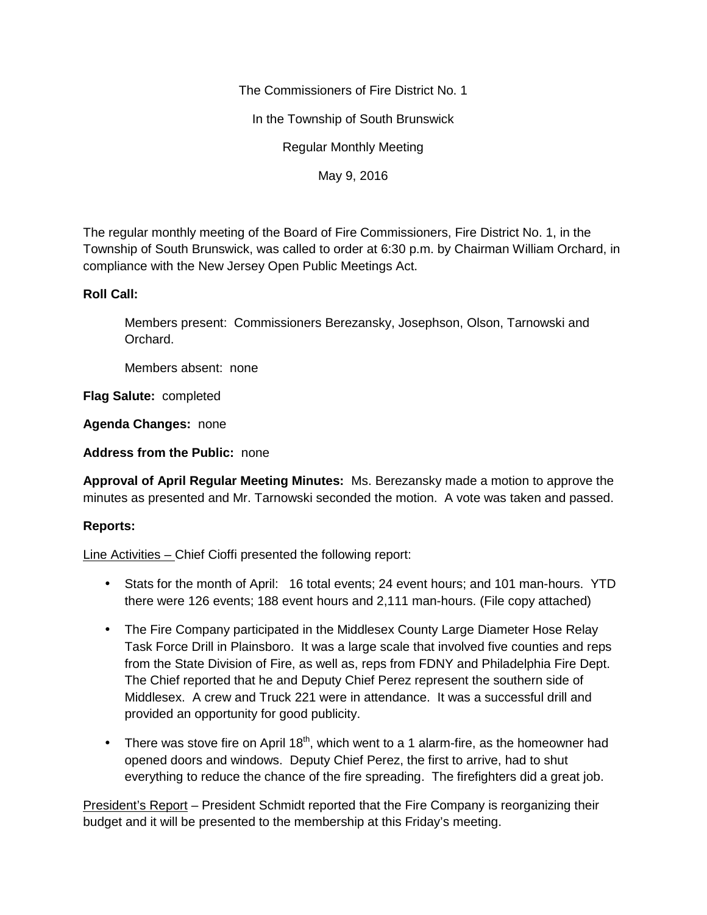The Commissioners of Fire District No. 1

In the Township of South Brunswick

Regular Monthly Meeting

May 9, 2016

The regular monthly meeting of the Board of Fire Commissioners, Fire District No. 1, in the Township of South Brunswick, was called to order at 6:30 p.m. by Chairman William Orchard, in compliance with the New Jersey Open Public Meetings Act.

**Roll Call:**

Members present: Commissioners Berezansky, Josephson, Olson, Tarnowski and Orchard.

Members absent: none

**Flag Salute:** completed

**Agenda Changes:** none

**Address from the Public:** none

**Approval of April Regular Meeting Minutes:** Ms. Berezansky made a motion to approve the minutes as presented and Mr. Tarnowski seconded the motion. A vote was taken and passed.

**Reports:**

Line Activities – Chief Cioffi presented the following report:

- Stats for the month of April: 16 total events; 24 event hours; and 101 man-hours. YTD there were 126 events; 188 event hours and 2,111 man-hours. (File copy attached)
- The Fire Company participated in the Middlesex County Large Diameter Hose Relay Task Force Drill in Plainsboro. It was a large scale that involved five counties and reps from the State Division of Fire, as well as, reps from FDNY and Philadelphia Fire Dept. The Chief reported that he and Deputy Chief Perez represent the southern side of Middlesex. A crew and Truck 221 were in attendance. It was a successful drill and provided an opportunity for good publicity.
- There was stove fire on April 18th, which went to a 1 alarm-fire, as the homeowner had opened doors and windows. Deputy Chief Perez, the first to arrive, had to shut everything to reduce the chance of the fire spreading. The firefighters did a great job.

President's Report – President Schmidt reported that the Fire Company is reorganizing their budget and it will be presented to the membership at this Friday's meeting.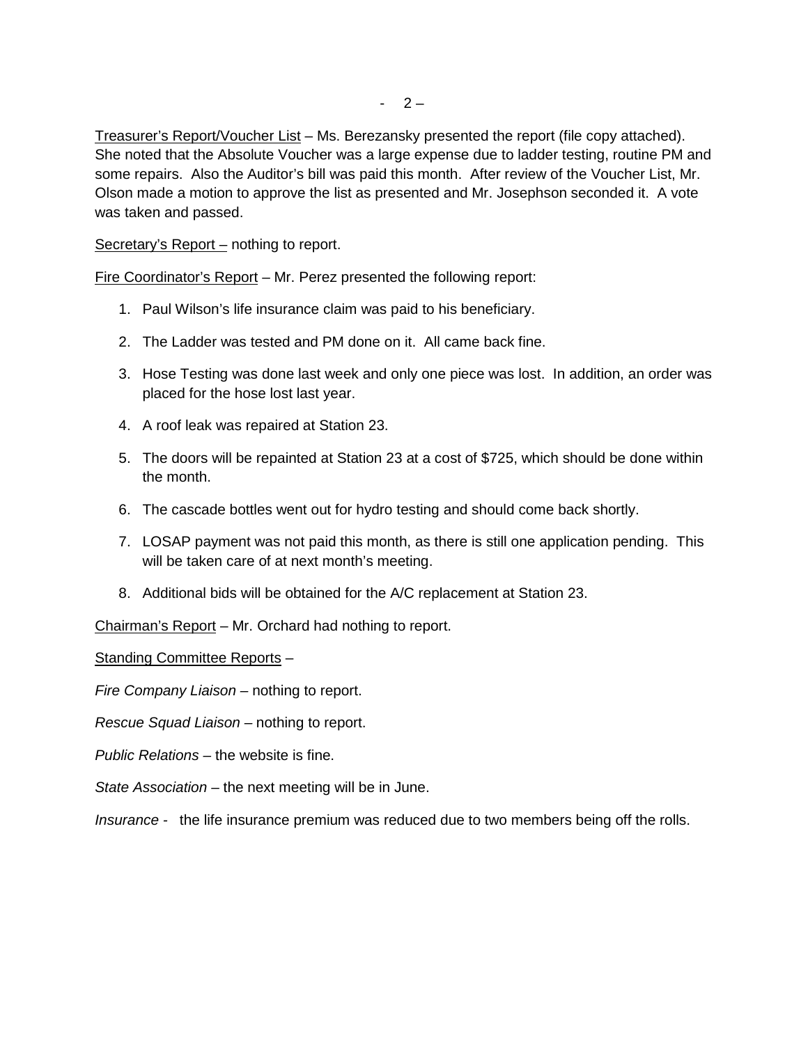<u>Treasurer's Report/Voucher List</u> – Ms. Berezansky presented the report (file copy attached). She noted that the Absolute Voucher was a large expense due to ladder testing, routine PM and some repairs. Also the Auditor's bill was paid this month. After review of the Voucher List, Mr. Olson made a motion to approve the list as presented and Mr. Josephson seconded it. A vote was taken and passed.

<u>Secretary's Report –</u> nothing to report.

<u>Fire Coordinator's Report</u> – Mr. Perez presented the following report:

1. Paul Wilson's life insurance claim was paid to his beneficiary.
2. The Ladder was tested and PM done on it. All came back fine.
3. Hose Testing was done last week and only one piece was lost. In addition, an order was placed for the hose lost last year.
4. A roof leak was repaired at Station 23.
5. The doors will be repainted at Station 23 at a cost of $725, which should be done within the month.
6. The cascade bottles went out for hydro testing and should come back shortly.
7. LOSAP payment was not paid this month, as there is still one application pending. This will be taken care of at next month's meeting.
8. Additional bids will be obtained for the A/C replacement at Station 23.

<u>Chairman's Report</u> – Mr. Orchard had nothing to report.

<u>Standing Committee Reports</u> –

*Fire Company Liaison* – nothing to report.

*Rescue Squad Liaison* – nothing to report.

*Public Relations* – the website is fine.

*State Association* – the next meeting will be in June.

*Insurance* - the life insurance premium was reduced due to two members being off the rolls.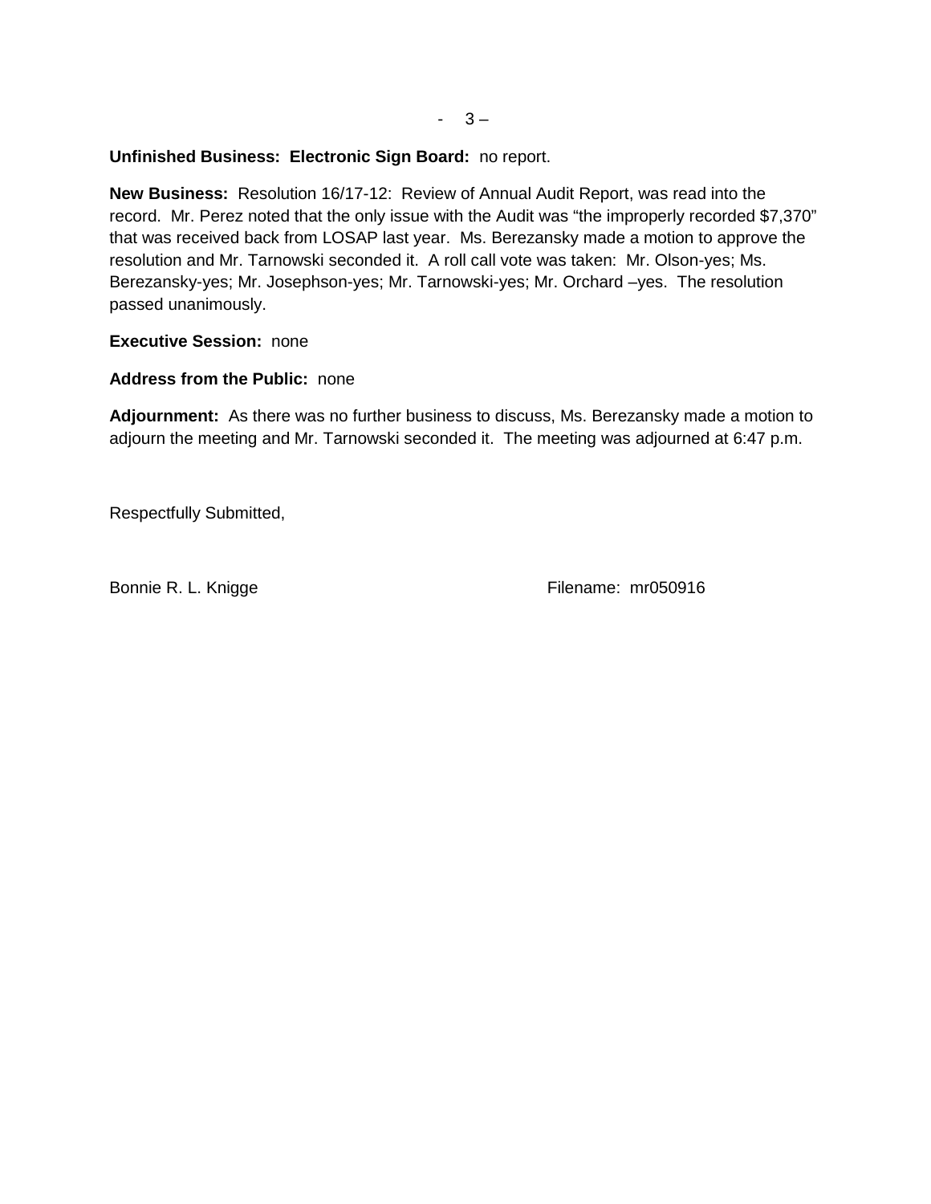**Unfinished Business: Electronic Sign Board:** no report.

**New Business:** Resolution 16/17-12: Review of Annual Audit Report, was read into the record. Mr. Perez noted that the only issue with the Audit was "the improperly recorded $7,370" that was received back from LOSAP last year. Ms. Berezansky made a motion to approve the resolution and Mr. Tarnowski seconded it. A roll call vote was taken: Mr. Olson-yes; Ms. Berezansky-yes; Mr. Josephson-yes; Mr. Tarnowski-yes; Mr. Orchard –yes. The resolution passed unanimously.

**Executive Session:** none

**Address from the Public:** none

**Adjournment:** As there was no further business to discuss, Ms. Berezansky made a motion to adjourn the meeting and Mr. Tarnowski seconded it. The meeting was adjourned at 6:47 p.m.

Respectfully Submitted,

Bonnie R. L. Knigge

Filename: mr050916